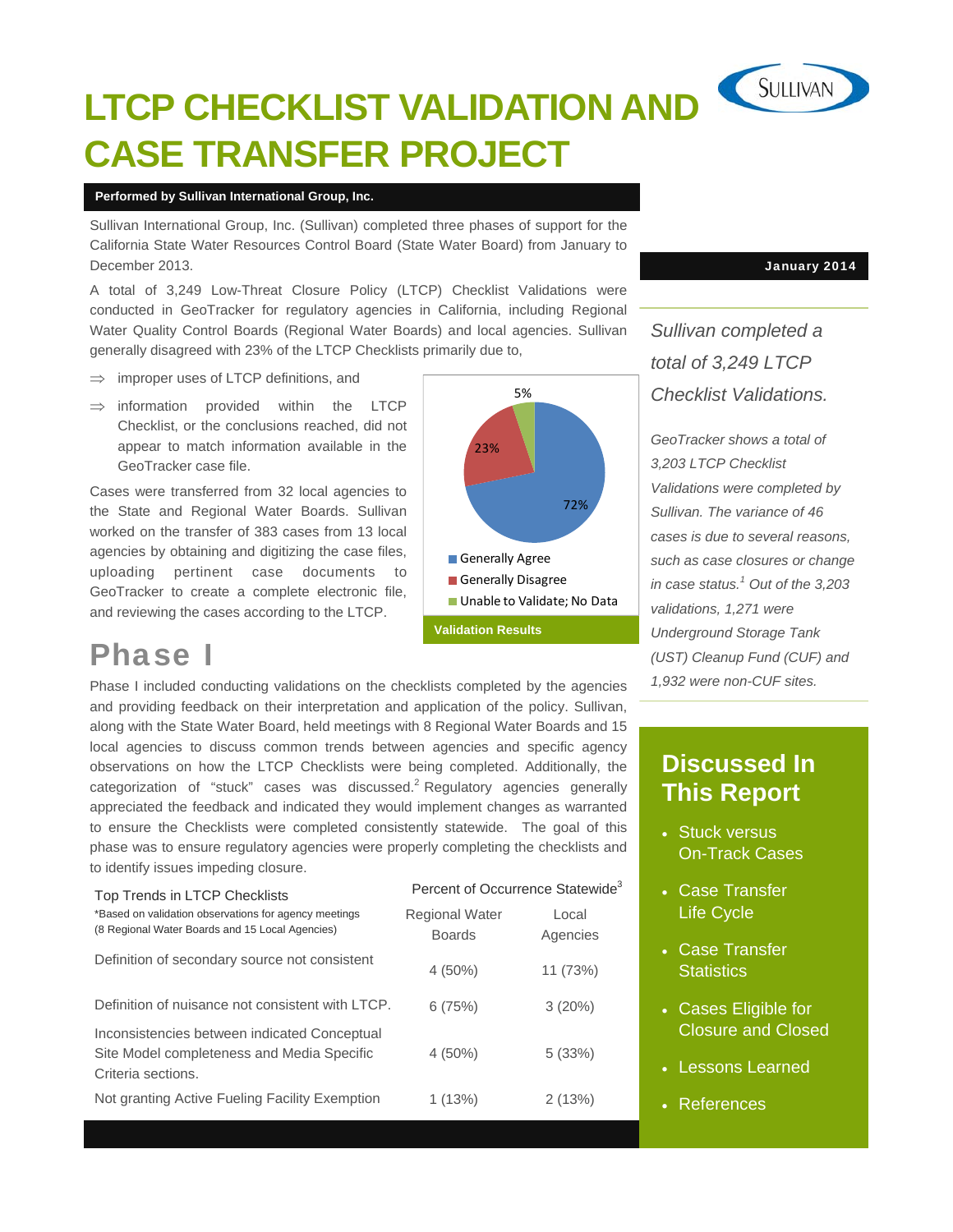# LTCP CHECKLIST VALIDATION AND CASE TRANSFER PROJECT

**Performed by Sullivan International Group, Inc.**

January 2014

Sullivan International Group, Inc. (Sullivan) completed three phases of support for the California State Water Resources Control Board (State Water Board) from January to December 2013.

A total of 3,249 Low-Threat Closure Policy (LTCP) Checklist Validations were conducted in GeoTracker for regulatory agencies in California, including Regional Water Quality Control Boards (Regional Water Boards) and local agencies. Sullivan generally disagreed with 23% of the LTCP Checklists primarily due to,

- ⇒ improper uses of LTCP definitions, and
- ⇒ information provided within the LTCP Checklist, or the conclusions reached, did not appear to match information available in the GeoTracker case file.

Cases were transferred from 32 local agencies to the State and Regional Water Boards. Sullivan worked on the transfer of 383 cases from 13 local agencies by obtaining and digitizing the case files, uploading pertinent case documents to GeoTracker to create a complete electronic file, and reviewing the cases according to the LTCP.

- Generally Agree: 72%
- Generally Disagree: 23%
- Unable to Validate; No Data: 5%

**Validation Results**

*Sullivan completed a total of 3,249 LTCP Checklist Validations.*

*GeoTracker shows a total of 3,203 LTCP Checklist Validations were completed by Sullivan. The variance of 46 cases is due to several reasons, such as case closures or change in case status.[1] Out of the 3,203 validations, 1,271 were Underground Storage Tank (UST) Cleanup Fund (CUF) and 1,932 were non-CUF sites.*

## Phase I

Phase I included conducting validations on the checklists completed by the agencies and providing feedback on their interpretation and application of the policy. Sullivan, along with the State Water Board, held meetings with 8 Regional Water Boards and 15 local agencies to discuss common trends between agencies and specific agency observations on how the LTCP Checklists were being completed. Additionally, the categorization of "stuck" cases was discussed.[2] Regulatory agencies generally appreciated the feedback and indicated they would implement changes as warranted to ensure the Checklists were completed consistently statewide. The goal of this phase was to ensure regulatory agencies were properly completing the checklists and to identify issues impeding closure.

| Top Trends in LTCP Checklists<br>*Based on validation observations for agency meetings (8 Regional Water Boards and 15 Local Agencies) | Percent of Occurrence Statewide[3] | |
|---|---|---|
| | Regional Water Boards | Local Agencies |
| Definition of secondary source not consistent | 4 (50%) | 11 (73%) |
| Definition of nuisance not consistent with LTCP. | 6 (75%) | 3 (20%) |
| Inconsistencies between indicated Conceptual Site Model completeness and Media Specific Criteria sections. | 4 (50%) | 5 (33%) |
| Not granting Active Fueling Facility Exemption | 1 (13%) | 2 (13%) |

## Discussed In This Report

- Stuck versus On-Track Cases
- Case Transfer Life Cycle
- Case Transfer Statistics
- Cases Eligible for Closure and Closed
- Lessons Learned
- References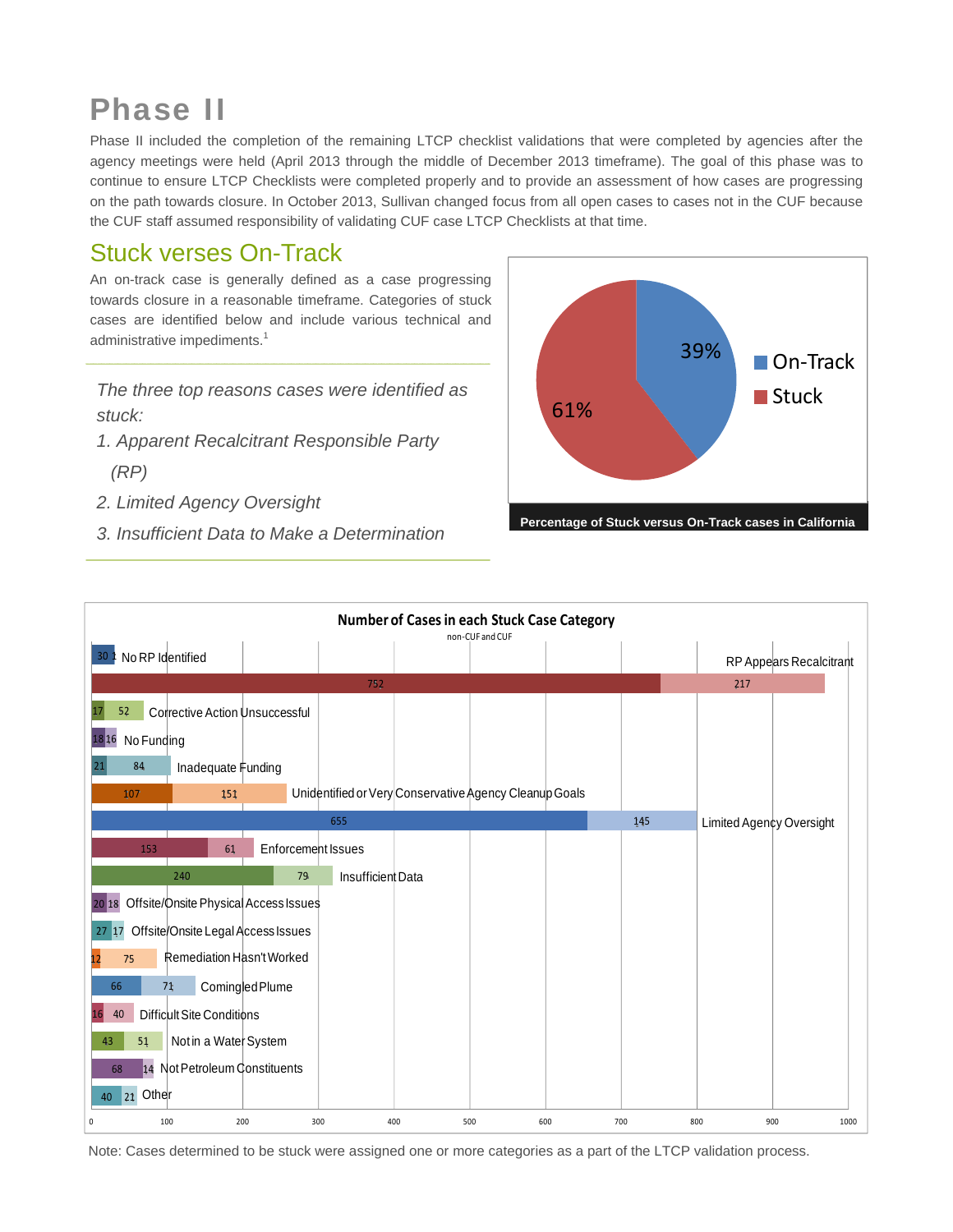# Phase II

Phase II included the completion of the remaining LTCP checklist validations that were completed by agencies after the agency meetings were held (April 2013 through the middle of December 2013 timeframe). The goal of this phase was to continue to ensure LTCP Checklists were completed properly and to provide an assessment of how cases are progressing on the path towards closure. In October 2013, Sullivan changed focus from all open cases to cases not in the CUF because the CUF staff assumed responsibility of validating CUF case LTCP Checklists at that time.

## Stuck verses On-Track

An on-track case is generally defined as a case progressing towards closure in a reasonable timeframe. Categories of stuck cases are identified below and include various technical and administrative impediments.[1]

*The three top reasons cases were identified as stuck:*

1. *Apparent Recalcitrant Responsible Party (RP)*
2. *Limited Agency Oversight*
3. *Insufficient Data to Make a Determination*

| Status | Percentage |
| --- | --- |
| On-Track | 39% |
| Stuck | 61% |

**Percentage of Stuck versus On-Track cases in California**

**Number of Cases in each Stuck Case Category**

non-CUF and CUF

| Category | non-CUF | CUF |
| --- | --- | --- |
| No RP Identified | 30 | 1 |
| RP Appears Recalcitrant | 752 | 217 |
| Corrective Action Unsuccessful | 17 | 52 |
| No Funding | 18 | 16 |
| Inadequate Funding | 21 | 84 |
| Unidentified or Very Conservative Agency Cleanup Goals | 107 | 151 |
| Limited Agency Oversight | 655 | 145 |
| Enforcement Issues | 153 | 61 |
| Insufficient Data | 240 | 79 |
| Offsite/Onsite Physical Access Issues | 20 | 18 |
| Offsite/Onsite Legal Access Issues | 27 | 17 |
| Remediation Hasn't Worked | 12 | 75 |
| Comingled Plume | 66 | 71 |
| Difficult Site Conditions | 16 | 40 |
| Not in a Water System | 43 | 51 |
| Not Petroleum Constituents | 68 | 14 |
| Other | 40 | 21 |

Note: Cases determined to be stuck were assigned one or more categories as a part of the LTCP validation process.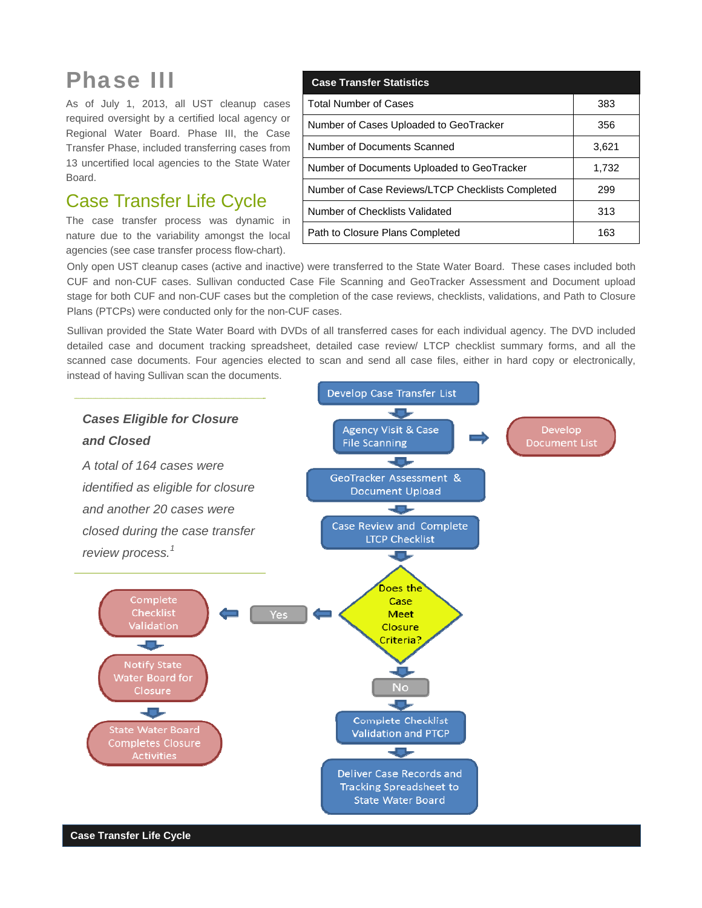# Phase III

As of July 1, 2013, all UST cleanup cases required oversight by a certified local agency or Regional Water Board. Phase III, the Case Transfer Phase, included transferring cases from 13 uncertified local agencies to the State Water Board.

| Case Transfer Statistics | |
|---|---|
| Total Number of Cases | 383 |
| Number of Cases Uploaded to GeoTracker | 356 |
| Number of Documents Scanned | 3,621 |
| Number of Documents Uploaded to GeoTracker | 1,732 |
| Number of Case Reviews/LTCP Checklists Completed | 299 |
| Number of Checklists Validated | 313 |
| Path to Closure Plans Completed | 163 |

## Case Transfer Life Cycle

The case transfer process was dynamic in nature due to the variability amongst the local agencies (see case transfer process flow-chart).

Only open UST cleanup cases (active and inactive) were transferred to the State Water Board. These cases included both CUF and non-CUF cases. Sullivan conducted Case File Scanning and GeoTracker Assessment and Document upload stage for both CUF and non-CUF cases but the completion of the case reviews, checklists, validations, and Path to Closure Plans (PTCPs) were conducted only for the non-CUF cases.

Sullivan provided the State Water Board with DVDs of all transferred cases for each individual agency. The DVD included detailed case and document tracking spreadsheet, detailed case review/ LTCP checklist summary forms, and all the scanned case documents. Four agencies elected to scan and send all case files, either in hard copy or electronically, instead of having Sullivan scan the documents.

***Cases Eligible for Closure and Closed***

*A total of 164 cases were identified as eligible for closure and another 20 cases were closed during the case transfer review process.[1]*

Develop Case Transfer List

Agency Visit & Case File Scanning → Develop Document List

GeoTracker Assessment & Document Upload

Case Review and Complete LTCP Checklist

Does the Case Meet Closure Criteria?

Yes → Complete Checklist Validation → Notify State Water Board for Closure → State Water Board Completes Closure Activities

No → Complete Checklist Validation and PTCP → Deliver Case Records and Tracking Spreadsheet to State Water Board

**Case Transfer Life Cycle**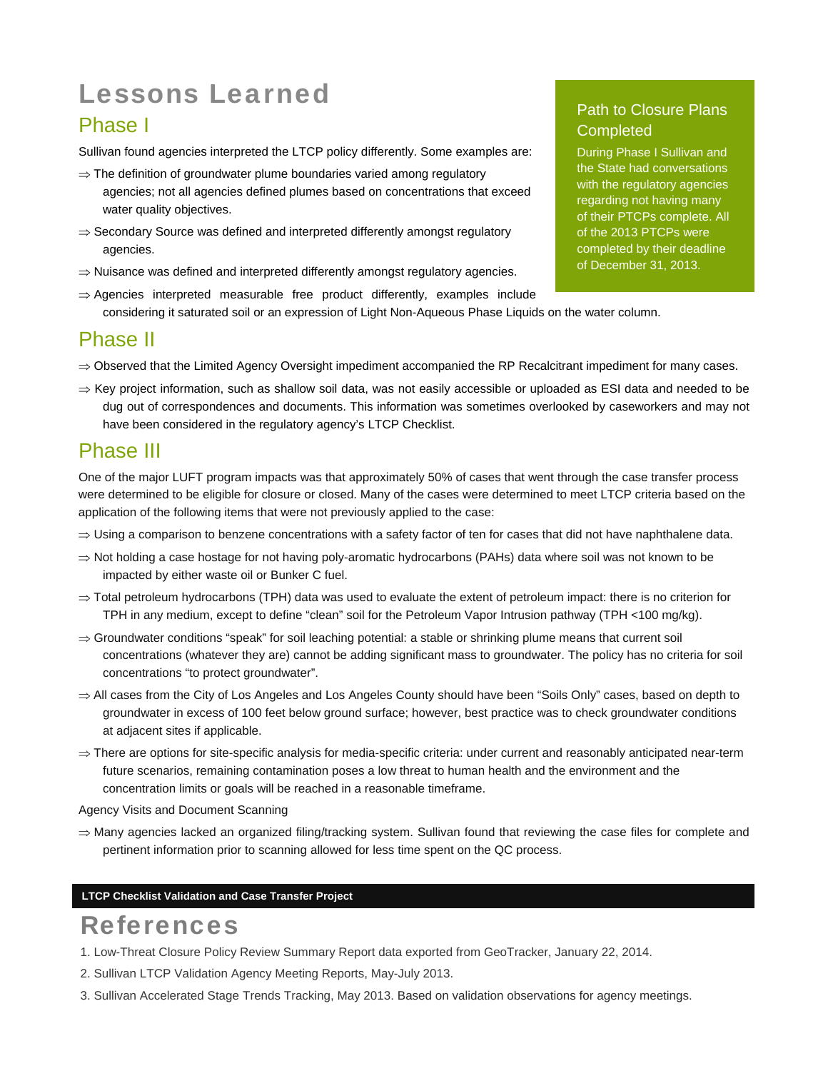# Lessons Learned

## Phase I

Sullivan found agencies interpreted the LTCP policy differently. Some examples are:

⇒ The definition of groundwater plume boundaries varied among regulatory agencies; not all agencies defined plumes based on concentrations that exceed water quality objectives.

⇒ Secondary Source was defined and interpreted differently amongst regulatory agencies.

⇒ Nuisance was defined and interpreted differently amongst regulatory agencies.

⇒ Agencies interpreted measurable free product differently, examples include considering it saturated soil or an expression of Light Non-Aqueous Phase Liquids on the water column.

### Path to Closure Plans Completed

During Phase I Sullivan and the State had conversations with the regulatory agencies regarding not having many of their PTCPs complete. All of the 2013 PTCPs were completed by their deadline of December 31, 2013.

## Phase II

⇒ Observed that the Limited Agency Oversight impediment accompanied the RP Recalcitrant impediment for many cases.

⇒ Key project information, such as shallow soil data, was not easily accessible or uploaded as ESI data and needed to be dug out of correspondences and documents. This information was sometimes overlooked by caseworkers and may not have been considered in the regulatory agency's LTCP Checklist.

## Phase III

One of the major LUFT program impacts was that approximately 50% of cases that went through the case transfer process were determined to be eligible for closure or closed. Many of the cases were determined to meet LTCP criteria based on the application of the following items that were not previously applied to the case:

⇒ Using a comparison to benzene concentrations with a safety factor of ten for cases that did not have naphthalene data.

⇒ Not holding a case hostage for not having poly-aromatic hydrocarbons (PAHs) data where soil was not known to be impacted by either waste oil or Bunker C fuel.

⇒ Total petroleum hydrocarbons (TPH) data was used to evaluate the extent of petroleum impact: there is no criterion for TPH in any medium, except to define "clean" soil for the Petroleum Vapor Intrusion pathway (TPH <100 mg/kg).

⇒ Groundwater conditions "speak" for soil leaching potential: a stable or shrinking plume means that current soil concentrations (whatever they are) cannot be adding significant mass to groundwater. The policy has no criteria for soil concentrations "to protect groundwater".

⇒ All cases from the City of Los Angeles and Los Angeles County should have been "Soils Only" cases, based on depth to groundwater in excess of 100 feet below ground surface; however, best practice was to check groundwater conditions at adjacent sites if applicable.

⇒ There are options for site-specific analysis for media-specific criteria: under current and reasonably anticipated near-term future scenarios, remaining contamination poses a low threat to human health and the environment and the concentration limits or goals will be reached in a reasonable timeframe.

Agency Visits and Document Scanning

⇒ Many agencies lacked an organized filing/tracking system. Sullivan found that reviewing the case files for complete and pertinent information prior to scanning allowed for less time spent on the QC process.

**LTCP Checklist Validation and Case Transfer Project**

# References

1. Low-Threat Closure Policy Review Summary Report data exported from GeoTracker, January 22, 2014.
2. Sullivan LTCP Validation Agency Meeting Reports, May-July 2013.
3. Sullivan Accelerated Stage Trends Tracking, May 2013. Based on validation observations for agency meetings.